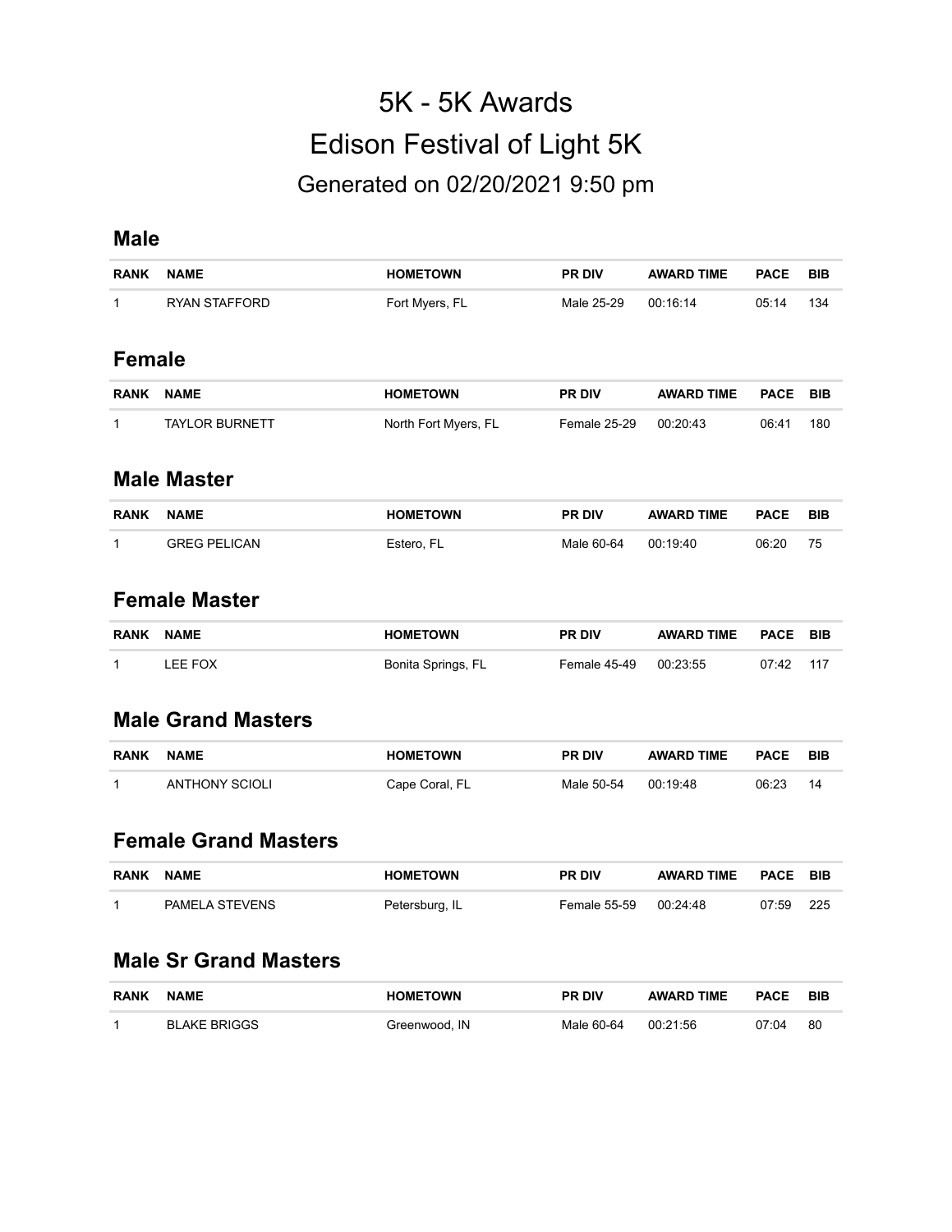# 5K - 5K Awards

# Edison Festival of Light 5K

## Generated on 02/20/2021 9:50 pm

### Male

| RANK | NAME | HOMETOWN | PR DIV | AWARD TIME | PACE | BIB |
|---|---|---|---|---|---|---|
| 1 | RYAN STAFFORD | Fort Myers, FL | Male 25-29 | 00:16:14 | 05:14 | 134 |

### Female

| RANK | NAME | HOMETOWN | PR DIV | AWARD TIME | PACE | BIB |
|---|---|---|---|---|---|---|
| 1 | TAYLOR BURNETT | North Fort Myers, FL | Female 25-29 | 00:20:43 | 06:41 | 180 |

### Male Master

| RANK | NAME | HOMETOWN | PR DIV | AWARD TIME | PACE | BIB |
|---|---|---|---|---|---|---|
| 1 | GREG PELICAN | Estero, FL | Male 60-64 | 00:19:40 | 06:20 | 75 |

### Female Master

| RANK | NAME | HOMETOWN | PR DIV | AWARD TIME | PACE | BIB |
|---|---|---|---|---|---|---|
| 1 | LEE FOX | Bonita Springs, FL | Female 45-49 | 00:23:55 | 07:42 | 117 |

### Male Grand Masters

| RANK | NAME | HOMETOWN | PR DIV | AWARD TIME | PACE | BIB |
|---|---|---|---|---|---|---|
| 1 | ANTHONY SCIOLI | Cape Coral, FL | Male 50-54 | 00:19:48 | 06:23 | 14 |

### Female Grand Masters

| RANK | NAME | HOMETOWN | PR DIV | AWARD TIME | PACE | BIB |
|---|---|---|---|---|---|---|
| 1 | PAMELA STEVENS | Petersburg, IL | Female 55-59 | 00:24:48 | 07:59 | 225 |

### Male Sr Grand Masters

| RANK | NAME | HOMETOWN | PR DIV | AWARD TIME | PACE | BIB |
|---|---|---|---|---|---|---|
| 1 | BLAKE BRIGGS | Greenwood, IN | Male 60-64 | 00:21:56 | 07:04 | 80 |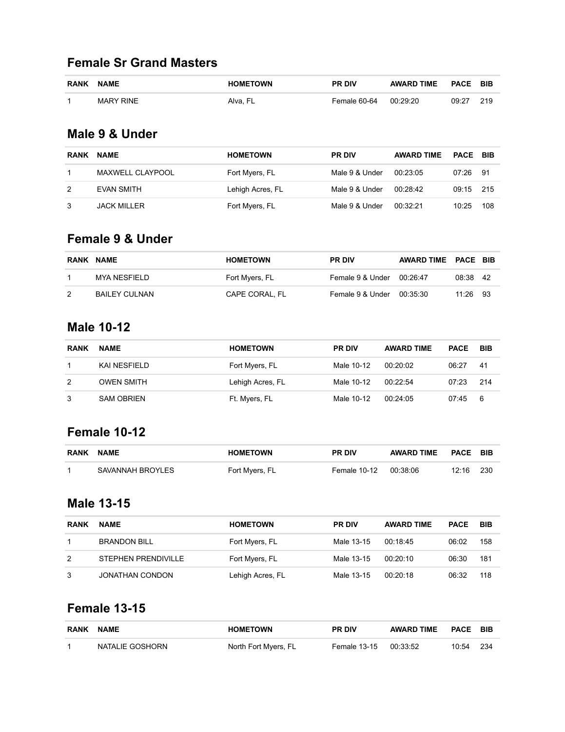## Female Sr Grand Masters

| RANK | NAME | HOMETOWN | PR DIV | AWARD TIME | PACE | BIB |
|---|---|---|---|---|---|---|
| 1 | MARY RINE | Alva, FL | Female 60-64 | 00:29:20 | 09:27 | 219 |

## Male 9 & Under

| RANK | NAME | HOMETOWN | PR DIV | AWARD TIME | PACE | BIB |
|---|---|---|---|---|---|---|
| 1 | MAXWELL CLAYPOOL | Fort Myers, FL | Male 9 & Under | 00:23:05 | 07:26 | 91 |
| 2 | EVAN SMITH | Lehigh Acres, FL | Male 9 & Under | 00:28:42 | 09:15 | 215 |
| 3 | JACK MILLER | Fort Myers, FL | Male 9 & Under | 00:32:21 | 10:25 | 108 |

## Female 9 & Under

| RANK | NAME | HOMETOWN | PR DIV | AWARD TIME | PACE | BIB |
|---|---|---|---|---|---|---|
| 1 | MYA NESFIELD | Fort Myers, FL | Female 9 & Under | 00:26:47 | 08:38 | 42 |
| 2 | BAILEY CULNAN | CAPE CORAL, FL | Female 9 & Under | 00:35:30 | 11:26 | 93 |

## Male 10-12

| RANK | NAME | HOMETOWN | PR DIV | AWARD TIME | PACE | BIB |
|---|---|---|---|---|---|---|
| 1 | KAI NESFIELD | Fort Myers, FL | Male 10-12 | 00:20:02 | 06:27 | 41 |
| 2 | OWEN SMITH | Lehigh Acres, FL | Male 10-12 | 00:22:54 | 07:23 | 214 |
| 3 | SAM OBRIEN | Ft. Myers, FL | Male 10-12 | 00:24:05 | 07:45 | 6 |

## Female 10-12

| RANK | NAME | HOMETOWN | PR DIV | AWARD TIME | PACE | BIB |
|---|---|---|---|---|---|---|
| 1 | SAVANNAH BROYLES | Fort Myers, FL | Female 10-12 | 00:38:06 | 12:16 | 230 |

## Male 13-15

| RANK | NAME | HOMETOWN | PR DIV | AWARD TIME | PACE | BIB |
|---|---|---|---|---|---|---|
| 1 | BRANDON BILL | Fort Myers, FL | Male 13-15 | 00:18:45 | 06:02 | 158 |
| 2 | STEPHEN PRENDIVILLE | Fort Myers, FL | Male 13-15 | 00:20:10 | 06:30 | 181 |
| 3 | JONATHAN CONDON | Lehigh Acres, FL | Male 13-15 | 00:20:18 | 06:32 | 118 |

## Female 13-15

| RANK | NAME | HOMETOWN | PR DIV | AWARD TIME | PACE | BIB |
|---|---|---|---|---|---|---|
| 1 | NATALIE GOSHORN | North Fort Myers, FL | Female 13-15 | 00:33:52 | 10:54 | 234 |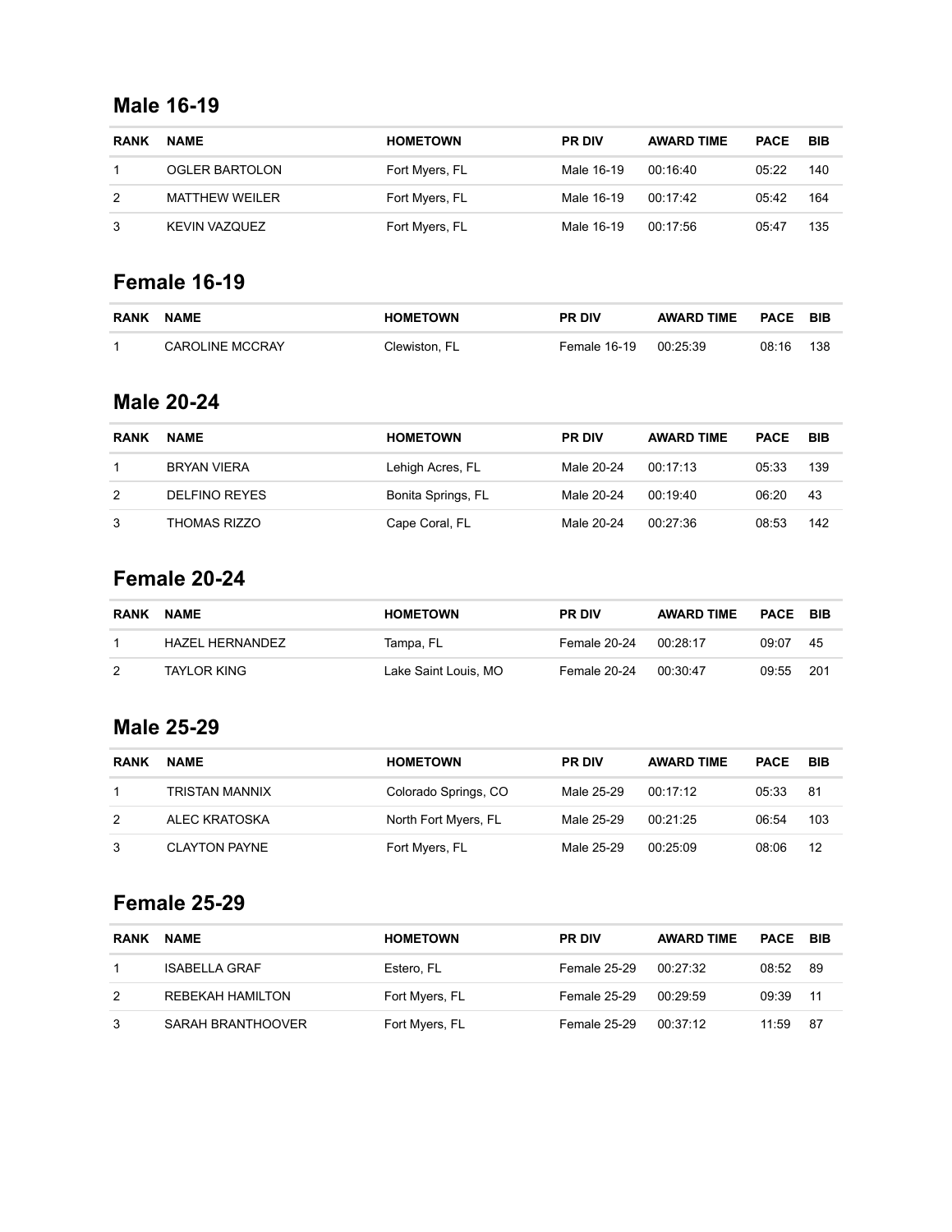## Male 16-19

| RANK | NAME | HOMETOWN | PR DIV | AWARD TIME | PACE | BIB |
|---|---|---|---|---|---|---|
| 1 | OGLER BARTOLON | Fort Myers, FL | Male 16-19 | 00:16:40 | 05:22 | 140 |
| 2 | MATTHEW WEILER | Fort Myers, FL | Male 16-19 | 00:17:42 | 05:42 | 164 |
| 3 | KEVIN VAZQUEZ | Fort Myers, FL | Male 16-19 | 00:17:56 | 05:47 | 135 |

## Female 16-19

| RANK | NAME | HOMETOWN | PR DIV | AWARD TIME | PACE | BIB |
|---|---|---|---|---|---|---|
| 1 | CAROLINE MCCRAY | Clewiston, FL | Female 16-19 | 00:25:39 | 08:16 | 138 |

## Male 20-24

| RANK | NAME | HOMETOWN | PR DIV | AWARD TIME | PACE | BIB |
|---|---|---|---|---|---|---|
| 1 | BRYAN VIERA | Lehigh Acres, FL | Male 20-24 | 00:17:13 | 05:33 | 139 |
| 2 | DELFINO REYES | Bonita Springs, FL | Male 20-24 | 00:19:40 | 06:20 | 43 |
| 3 | THOMAS RIZZO | Cape Coral, FL | Male 20-24 | 00:27:36 | 08:53 | 142 |

## Female 20-24

| RANK | NAME | HOMETOWN | PR DIV | AWARD TIME | PACE | BIB |
|---|---|---|---|---|---|---|
| 1 | HAZEL HERNANDEZ | Tampa, FL | Female 20-24 | 00:28:17 | 09:07 | 45 |
| 2 | TAYLOR KING | Lake Saint Louis, MO | Female 20-24 | 00:30:47 | 09:55 | 201 |

## Male 25-29

| RANK | NAME | HOMETOWN | PR DIV | AWARD TIME | PACE | BIB |
|---|---|---|---|---|---|---|
| 1 | TRISTAN MANNIX | Colorado Springs, CO | Male 25-29 | 00:17:12 | 05:33 | 81 |
| 2 | ALEC KRATOSKA | North Fort Myers, FL | Male 25-29 | 00:21:25 | 06:54 | 103 |
| 3 | CLAYTON PAYNE | Fort Myers, FL | Male 25-29 | 00:25:09 | 08:06 | 12 |

## Female 25-29

| RANK | NAME | HOMETOWN | PR DIV | AWARD TIME | PACE | BIB |
|---|---|---|---|---|---|---|
| 1 | ISABELLA GRAF | Estero, FL | Female 25-29 | 00:27:32 | 08:52 | 89 |
| 2 | REBEKAH HAMILTON | Fort Myers, FL | Female 25-29 | 00:29:59 | 09:39 | 11 |
| 3 | SARAH BRANTHOOVER | Fort Myers, FL | Female 25-29 | 00:37:12 | 11:59 | 87 |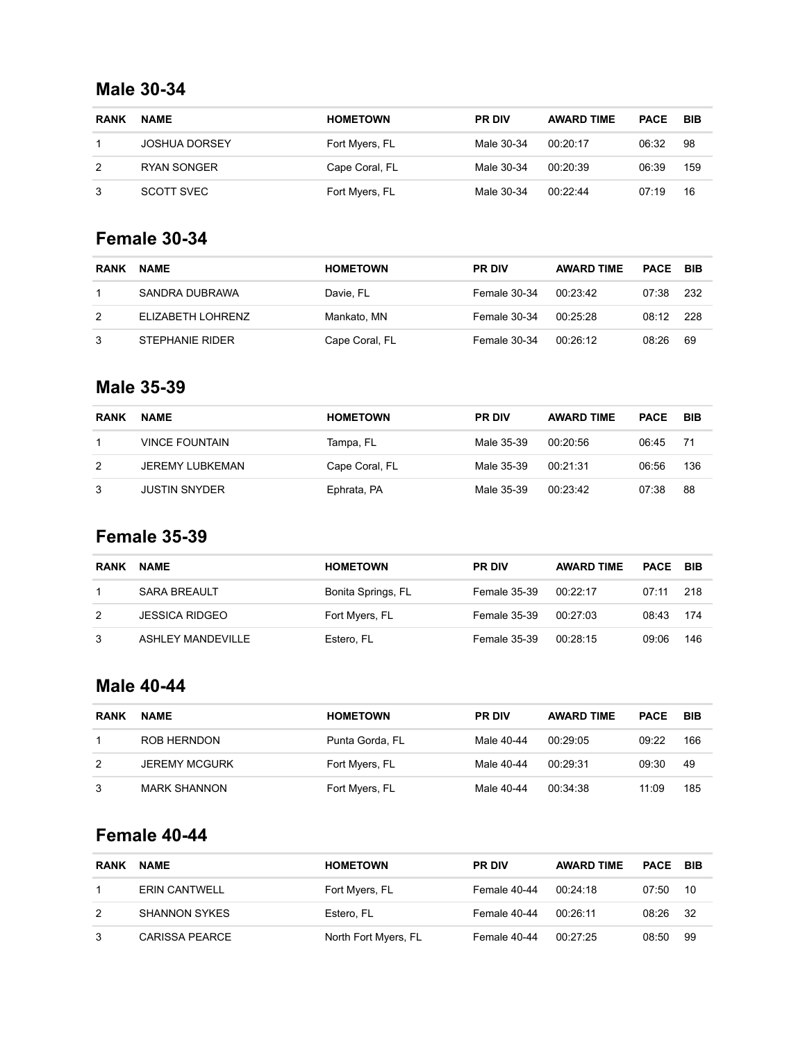## Male 30-34

| RANK | NAME | HOMETOWN | PR DIV | AWARD TIME | PACE | BIB |
|---|---|---|---|---|---|---|
| 1 | JOSHUA DORSEY | Fort Myers, FL | Male 30-34 | 00:20:17 | 06:32 | 98 |
| 2 | RYAN SONGER | Cape Coral, FL | Male 30-34 | 00:20:39 | 06:39 | 159 |
| 3 | SCOTT SVEC | Fort Myers, FL | Male 30-34 | 00:22:44 | 07:19 | 16 |

## Female 30-34

| RANK | NAME | HOMETOWN | PR DIV | AWARD TIME | PACE | BIB |
|---|---|---|---|---|---|---|
| 1 | SANDRA DUBRAWA | Davie, FL | Female 30-34 | 00:23:42 | 07:38 | 232 |
| 2 | ELIZABETH LOHRENZ | Mankato, MN | Female 30-34 | 00:25:28 | 08:12 | 228 |
| 3 | STEPHANIE RIDER | Cape Coral, FL | Female 30-34 | 00:26:12 | 08:26 | 69 |

## Male 35-39

| RANK | NAME | HOMETOWN | PR DIV | AWARD TIME | PACE | BIB |
|---|---|---|---|---|---|---|
| 1 | VINCE FOUNTAIN | Tampa, FL | Male 35-39 | 00:20:56 | 06:45 | 71 |
| 2 | JEREMY LUBKEMAN | Cape Coral, FL | Male 35-39 | 00:21:31 | 06:56 | 136 |
| 3 | JUSTIN SNYDER | Ephrata, PA | Male 35-39 | 00:23:42 | 07:38 | 88 |

## Female 35-39

| RANK | NAME | HOMETOWN | PR DIV | AWARD TIME | PACE | BIB |
|---|---|---|---|---|---|---|
| 1 | SARA BREAULT | Bonita Springs, FL | Female 35-39 | 00:22:17 | 07:11 | 218 |
| 2 | JESSICA RIDGEO | Fort Myers, FL | Female 35-39 | 00:27:03 | 08:43 | 174 |
| 3 | ASHLEY MANDEVILLE | Estero, FL | Female 35-39 | 00:28:15 | 09:06 | 146 |

## Male 40-44

| RANK | NAME | HOMETOWN | PR DIV | AWARD TIME | PACE | BIB |
|---|---|---|---|---|---|---|
| 1 | ROB HERNDON | Punta Gorda, FL | Male 40-44 | 00:29:05 | 09:22 | 166 |
| 2 | JEREMY MCGURK | Fort Myers, FL | Male 40-44 | 00:29:31 | 09:30 | 49 |
| 3 | MARK SHANNON | Fort Myers, FL | Male 40-44 | 00:34:38 | 11:09 | 185 |

## Female 40-44

| RANK | NAME | HOMETOWN | PR DIV | AWARD TIME | PACE | BIB |
|---|---|---|---|---|---|---|
| 1 | ERIN CANTWELL | Fort Myers, FL | Female 40-44 | 00:24:18 | 07:50 | 10 |
| 2 | SHANNON SYKES | Estero, FL | Female 40-44 | 00:26:11 | 08:26 | 32 |
| 3 | CARISSA PEARCE | North Fort Myers, FL | Female 40-44 | 00:27:25 | 08:50 | 99 |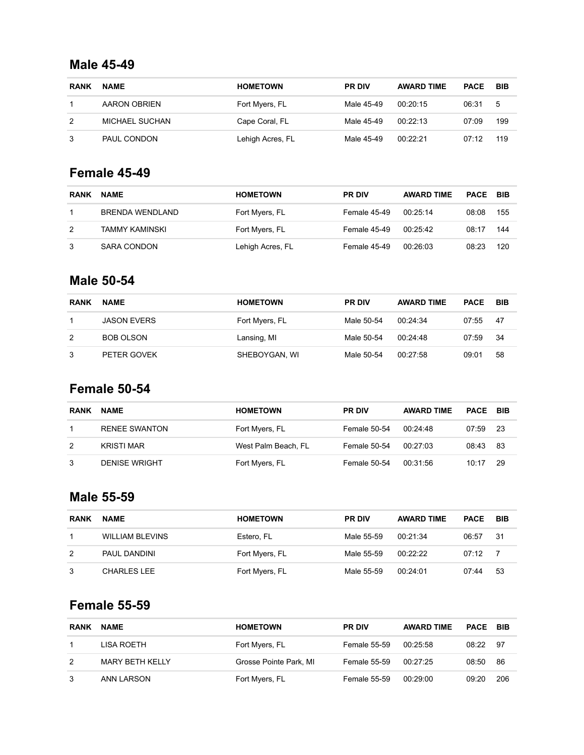## Male 45-49

| RANK | NAME | HOMETOWN | PR DIV | AWARD TIME | PACE | BIB |
|---|---|---|---|---|---|---|
| 1 | AARON OBRIEN | Fort Myers, FL | Male 45-49 | 00:20:15 | 06:31 | 5 |
| 2 | MICHAEL SUCHAN | Cape Coral, FL | Male 45-49 | 00:22:13 | 07:09 | 199 |
| 3 | PAUL CONDON | Lehigh Acres, FL | Male 45-49 | 00:22:21 | 07:12 | 119 |

## Female 45-49

| RANK | NAME | HOMETOWN | PR DIV | AWARD TIME | PACE | BIB |
|---|---|---|---|---|---|---|
| 1 | BRENDA WENDLAND | Fort Myers, FL | Female 45-49 | 00:25:14 | 08:08 | 155 |
| 2 | TAMMY KAMINSKI | Fort Myers, FL | Female 45-49 | 00:25:42 | 08:17 | 144 |
| 3 | SARA CONDON | Lehigh Acres, FL | Female 45-49 | 00:26:03 | 08:23 | 120 |

## Male 50-54

| RANK | NAME | HOMETOWN | PR DIV | AWARD TIME | PACE | BIB |
|---|---|---|---|---|---|---|
| 1 | JASON EVERS | Fort Myers, FL | Male 50-54 | 00:24:34 | 07:55 | 47 |
| 2 | BOB OLSON | Lansing, MI | Male 50-54 | 00:24:48 | 07:59 | 34 |
| 3 | PETER GOVEK | SHEBOYGAN, WI | Male 50-54 | 00:27:58 | 09:01 | 58 |

## Female 50-54

| RANK | NAME | HOMETOWN | PR DIV | AWARD TIME | PACE | BIB |
|---|---|---|---|---|---|---|
| 1 | RENEE SWANTON | Fort Myers, FL | Female 50-54 | 00:24:48 | 07:59 | 23 |
| 2 | KRISTI MAR | West Palm Beach, FL | Female 50-54 | 00:27:03 | 08:43 | 83 |
| 3 | DENISE WRIGHT | Fort Myers, FL | Female 50-54 | 00:31:56 | 10:17 | 29 |

## Male 55-59

| RANK | NAME | HOMETOWN | PR DIV | AWARD TIME | PACE | BIB |
|---|---|---|---|---|---|---|
| 1 | WILLIAM BLEVINS | Estero, FL | Male 55-59 | 00:21:34 | 06:57 | 31 |
| 2 | PAUL DANDINI | Fort Myers, FL | Male 55-59 | 00:22:22 | 07:12 | 7 |
| 3 | CHARLES LEE | Fort Myers, FL | Male 55-59 | 00:24:01 | 07:44 | 53 |

## Female 55-59

| RANK | NAME | HOMETOWN | PR DIV | AWARD TIME | PACE | BIB |
|---|---|---|---|---|---|---|
| 1 | LISA ROETH | Fort Myers, FL | Female 55-59 | 00:25:58 | 08:22 | 97 |
| 2 | MARY BETH KELLY | Grosse Pointe Park, MI | Female 55-59 | 00:27:25 | 08:50 | 86 |
| 3 | ANN LARSON | Fort Myers, FL | Female 55-59 | 00:29:00 | 09:20 | 206 |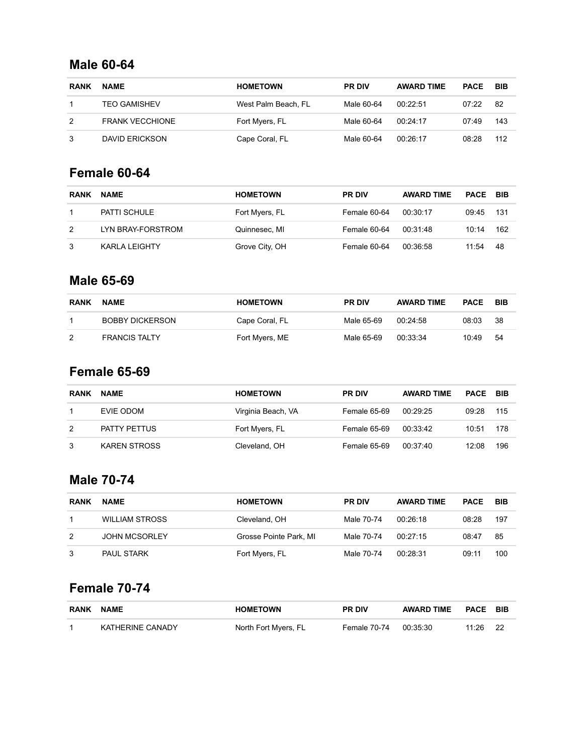## Male 60-64

| RANK | NAME | HOMETOWN | PR DIV | AWARD TIME | PACE | BIB |
|---|---|---|---|---|---|---|
| 1 | TEO GAMISHEV | West Palm Beach, FL | Male 60-64 | 00:22:51 | 07:22 | 82 |
| 2 | FRANK VECCHIONE | Fort Myers, FL | Male 60-64 | 00:24:17 | 07:49 | 143 |
| 3 | DAVID ERICKSON | Cape Coral, FL | Male 60-64 | 00:26:17 | 08:28 | 112 |

## Female 60-64

| RANK | NAME | HOMETOWN | PR DIV | AWARD TIME | PACE | BIB |
|---|---|---|---|---|---|---|
| 1 | PATTI SCHULE | Fort Myers, FL | Female 60-64 | 00:30:17 | 09:45 | 131 |
| 2 | LYN BRAY-FORSTROM | Quinnesec, MI | Female 60-64 | 00:31:48 | 10:14 | 162 |
| 3 | KARLA LEIGHTY | Grove City, OH | Female 60-64 | 00:36:58 | 11:54 | 48 |

## Male 65-69

| RANK | NAME | HOMETOWN | PR DIV | AWARD TIME | PACE | BIB |
|---|---|---|---|---|---|---|
| 1 | BOBBY DICKERSON | Cape Coral, FL | Male 65-69 | 00:24:58 | 08:03 | 38 |
| 2 | FRANCIS TALTY | Fort Myers, ME | Male 65-69 | 00:33:34 | 10:49 | 54 |

## Female 65-69

| RANK | NAME | HOMETOWN | PR DIV | AWARD TIME | PACE | BIB |
|---|---|---|---|---|---|---|
| 1 | EVIE ODOM | Virginia Beach, VA | Female 65-69 | 00:29:25 | 09:28 | 115 |
| 2 | PATTY PETTUS | Fort Myers, FL | Female 65-69 | 00:33:42 | 10:51 | 178 |
| 3 | KAREN STROSS | Cleveland, OH | Female 65-69 | 00:37:40 | 12:08 | 196 |

## Male 70-74

| RANK | NAME | HOMETOWN | PR DIV | AWARD TIME | PACE | BIB |
|---|---|---|---|---|---|---|
| 1 | WILLIAM STROSS | Cleveland, OH | Male 70-74 | 00:26:18 | 08:28 | 197 |
| 2 | JOHN MCSORLEY | Grosse Pointe Park, MI | Male 70-74 | 00:27:15 | 08:47 | 85 |
| 3 | PAUL STARK | Fort Myers, FL | Male 70-74 | 00:28:31 | 09:11 | 100 |

## Female 70-74

| RANK | NAME | HOMETOWN | PR DIV | AWARD TIME | PACE | BIB |
|---|---|---|---|---|---|---|
| 1 | KATHERINE CANADY | North Fort Myers, FL | Female 70-74 | 00:35:30 | 11:26 | 22 |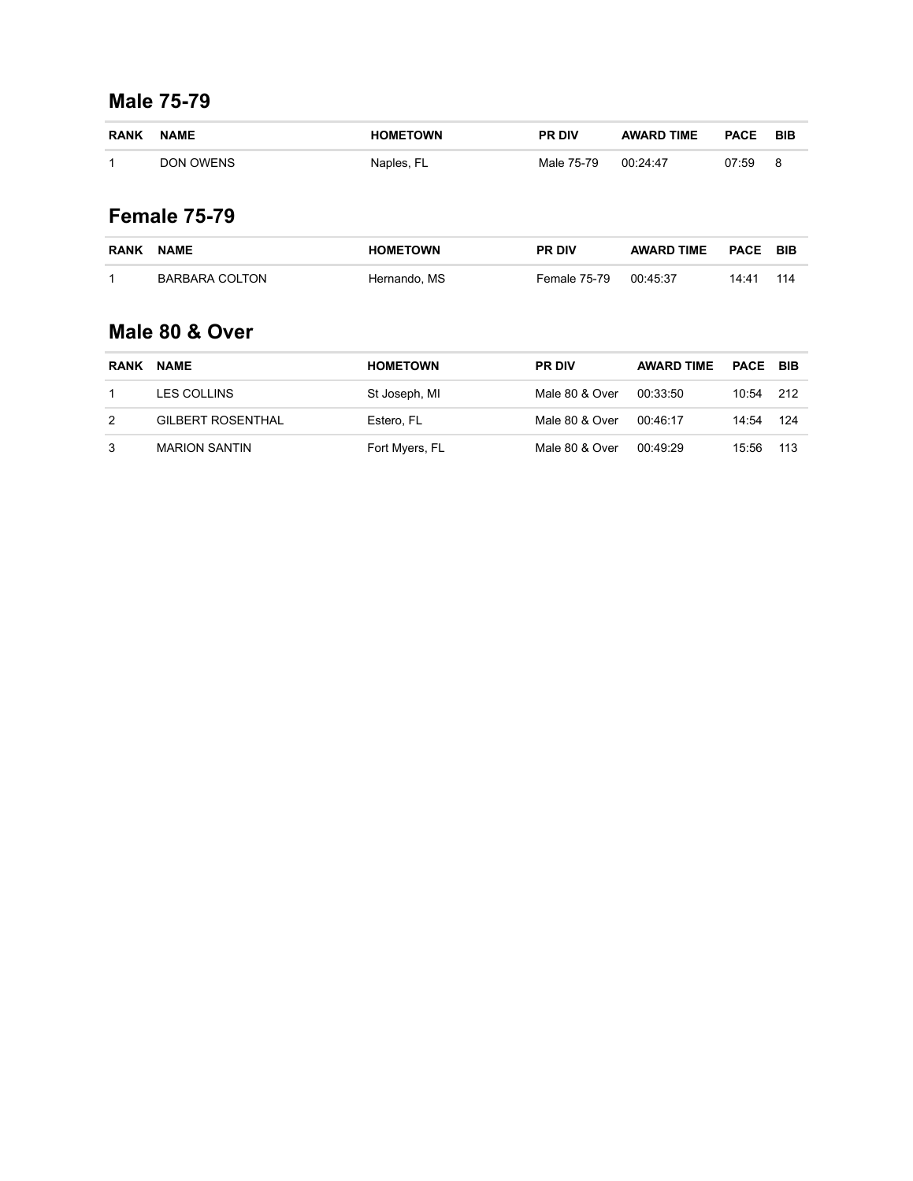## Male 75-79

| RANK | NAME | HOMETOWN | PR DIV | AWARD TIME | PACE | BIB |
|---|---|---|---|---|---|---|
| 1 | DON OWENS | Naples, FL | Male 75-79 | 00:24:47 | 07:59 | 8 |

## Female 75-79

| RANK | NAME | HOMETOWN | PR DIV | AWARD TIME | PACE | BIB |
|---|---|---|---|---|---|---|
| 1 | BARBARA COLTON | Hernando, MS | Female 75-79 | 00:45:37 | 14:41 | 114 |

## Male 80 & Over

| RANK | NAME | HOMETOWN | PR DIV | AWARD TIME | PACE | BIB |
|---|---|---|---|---|---|---|
| 1 | LES COLLINS | St Joseph, MI | Male 80 & Over | 00:33:50 | 10:54 | 212 |
| 2 | GILBERT ROSENTHAL | Estero, FL | Male 80 & Over | 00:46:17 | 14:54 | 124 |
| 3 | MARION SANTIN | Fort Myers, FL | Male 80 & Over | 00:49:29 | 15:56 | 113 |